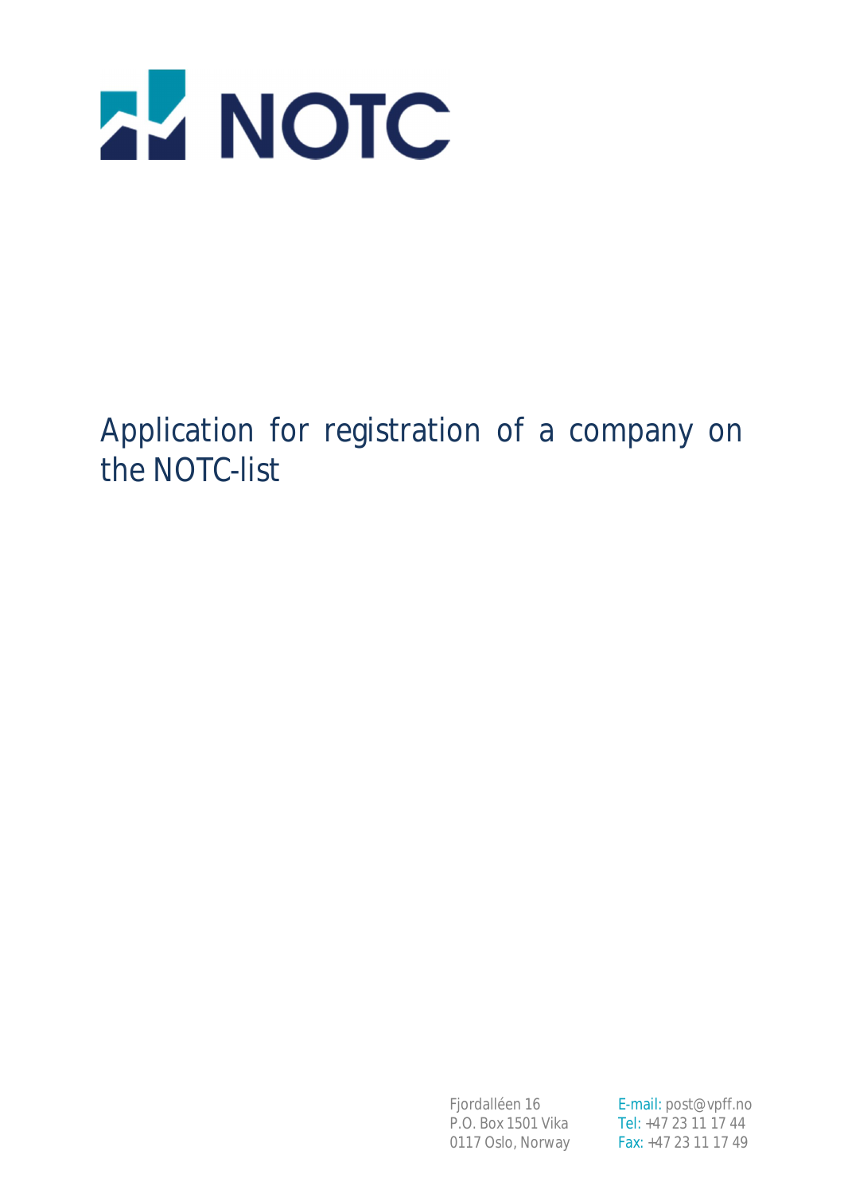NOTC

# Application for registration of a company on the NOTC-list

Fjordalléen 16
P.O. Box 1501 Vika
0117 Oslo, Norway

E-mail: post@vpff.no
Tel: +47 23 11 17 44
Fax: +47 23 11 17 49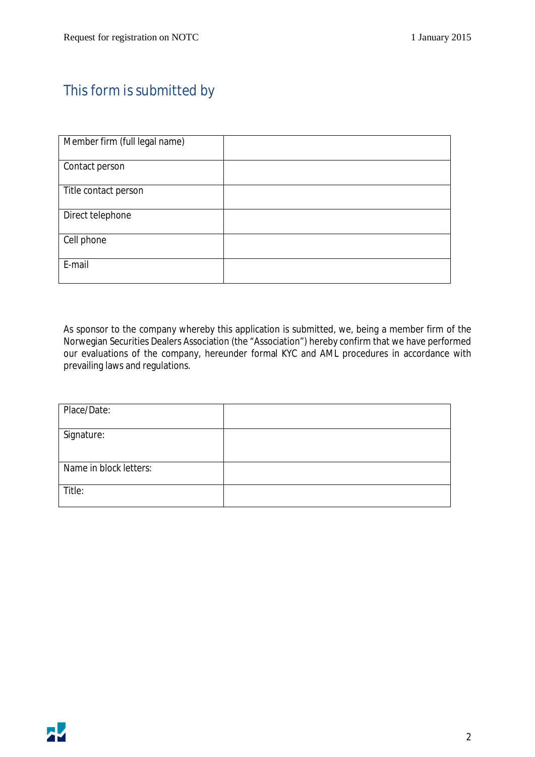## This form is submitted by

| Member firm (full legal name) | |
|---|---|
| Contact person | |
| Title contact person | |
| Direct telephone | |
| Cell phone | |
| E-mail | |

As sponsor to the company whereby this application is submitted, we, being a member firm of the Norwegian Securities Dealers Association (the "Association") hereby confirm that we have performed our evaluations of the company, hereunder formal KYC and AML procedures in accordance with prevailing laws and regulations.

| Place/Date: | |
|---|---|
| Signature: | |
| Name in block letters: | |
| Title: | |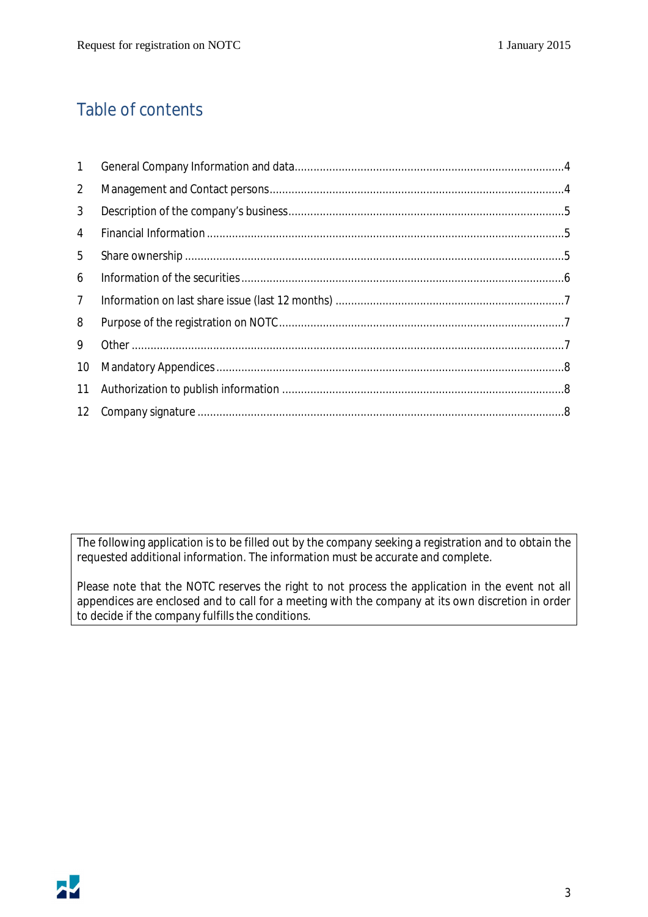# Table of contents

1 General Company Information and data....................................................................................4
2 Management and Contact persons............................................................................................4
3 Description of the company's business......................................................................................5
4 Financial Information .................................................................................................................5
5 Share ownership .......................................................................................................................5
6 Information of the securities......................................................................................................6
7 Information on last share issue (last 12 months) ........................................................................7
8 Purpose of the registration on NOTC..........................................................................................7
9 Other .........................................................................................................................................7
10 Mandatory Appendices.............................................................................................................8
11 Authorization to publish information .........................................................................................8
12 Company signature ...................................................................................................................8

> The following application is to be filled out by the company seeking a registration and to obtain the requested additional information. The information must be accurate and complete.
>
> Please note that the NOTC reserves the right to not process the application in the event not all appendices are enclosed and to call for a meeting with the company at its own discretion in order to decide if the company fulfills the conditions.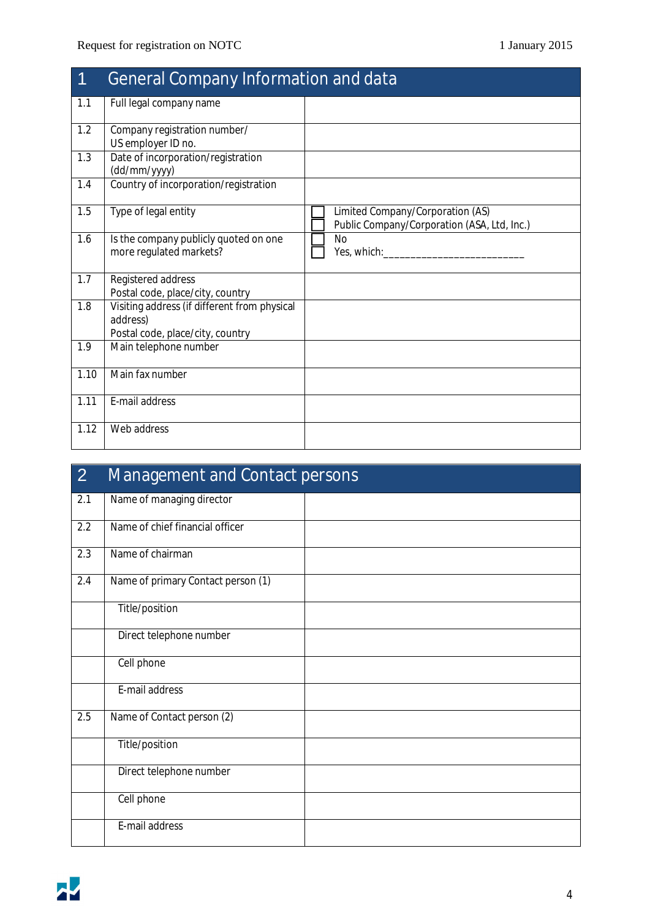| 1 | General Company Information and data | |
|---|---|---|
| 1.1 | Full legal company name | |
| 1.2 | Company registration number/ US employer ID no. | |
| 1.3 | Date of incorporation/registration (dd/mm/yyyy) | |
| 1.4 | Country of incorporation/registration | |
| 1.5 | Type of legal entity | ☐ Limited Company/Corporation (AS)<br>☐ Public Company/Corporation (ASA, Ltd, Inc.) |
| 1.6 | Is the company publicly quoted on one more regulated markets? | ☐ No<br>☐ Yes, which:_________________________ |
| 1.7 | Registered address<br>Postal code, place/city, country | |
| 1.8 | Visiting address (if different from physical address)<br>Postal code, place/city, country | |
| 1.9 | Main telephone number | |
| 1.10 | Main fax number | |
| 1.11 | E-mail address | |
| 1.12 | Web address | |

| 2 | Management and Contact persons | |
|---|---|---|
| 2.1 | Name of managing director | |
| 2.2 | Name of chief financial officer | |
| 2.3 | Name of chairman | |
| 2.4 | Name of primary Contact person (1) | |
| | Title/position | |
| | Direct telephone number | |
| | Cell phone | |
| | E-mail address | |
| 2.5 | Name of Contact person (2) | |
| | Title/position | |
| | Direct telephone number | |
| | Cell phone | |
| | E-mail address | |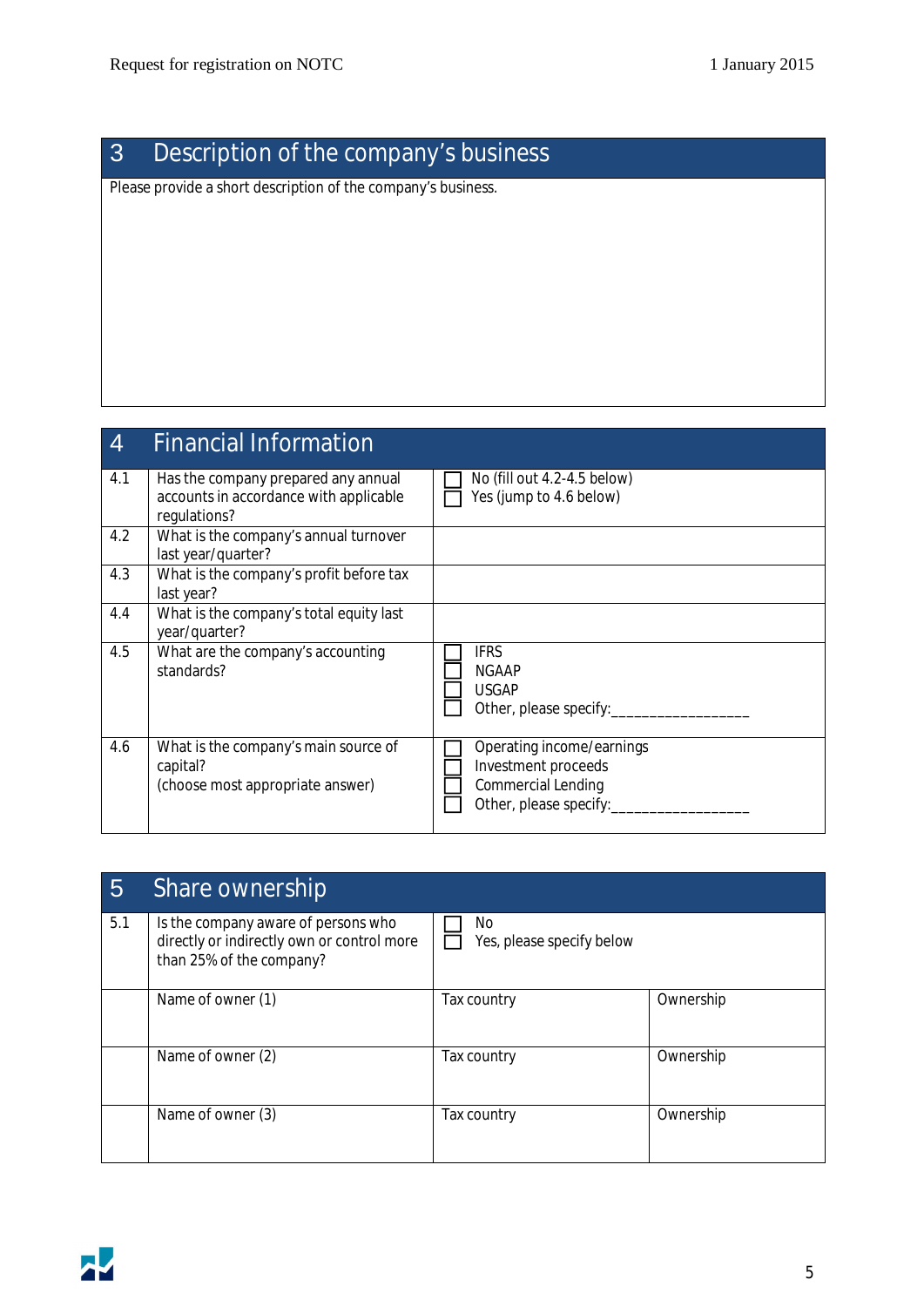## 3 Description of the company's business

Please provide a short description of the company's business.

## 4 Financial Information

| | | |
|---|---|---|
| 4.1 | Has the company prepared any annual accounts in accordance with applicable regulations? | ☐ No (fill out 4.2-4.5 below)<br>☐ Yes (jump to 4.6 below) |
| 4.2 | What is the company's annual turnover last year/quarter? | |
| 4.3 | What is the company's profit before tax last year? | |
| 4.4 | What is the company's total equity last year/quarter? | |
| 4.5 | What are the company's accounting standards? | ☐ IFRS<br>☐ NGAAP<br>☐ USGAP<br>☐ Other, please specify:_________________ |
| 4.6 | What is the company's main source of capital?<br>(choose most appropriate answer) | ☐ Operating income/earnings<br>☐ Investment proceeds<br>☐ Commercial Lending<br>☐ Other, please specify:_________________ |

## 5 Share ownership

| | | | |
|---|---|---|---|
| 5.1 | Is the company aware of persons who directly or indirectly own or control more than 25% of the company? | ☐ No<br>☐ Yes, please specify below | |
| | Name of owner (1) | Tax country | Ownership |
| | Name of owner (2) | Tax country | Ownership |
| | Name of owner (3) | Tax country | Ownership |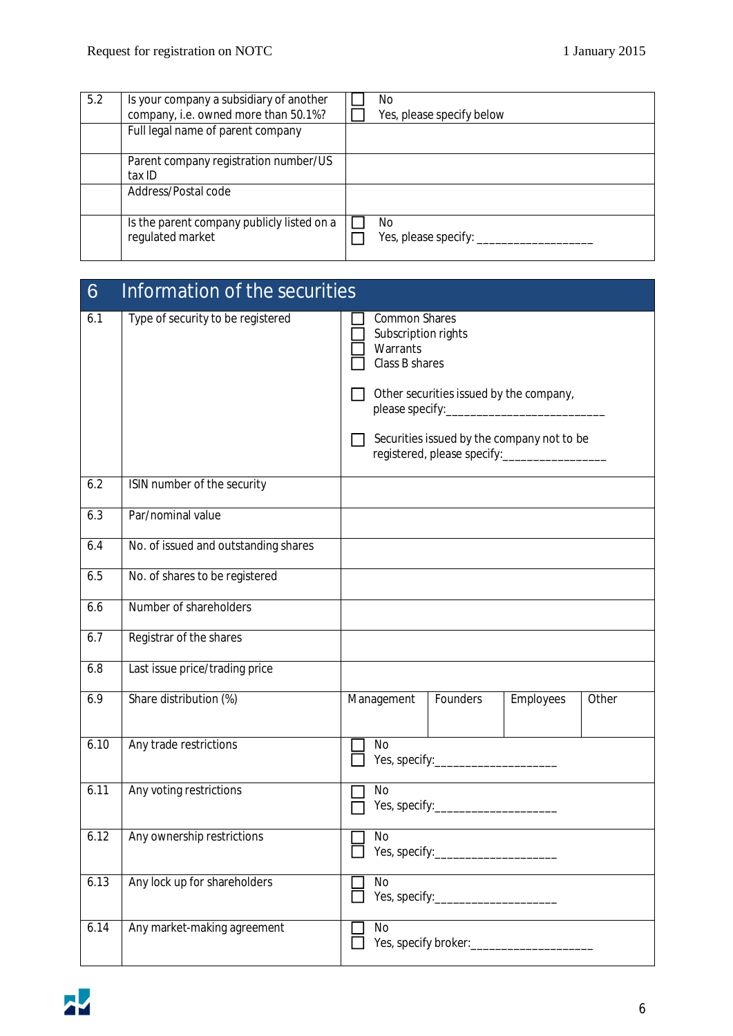| 5.2 | Is your company a subsidiary of another company, i.e. owned more than 50.1%? | ☐ No<br>☐ Yes, please specify below |
|---|---|---|
| | Full legal name of parent company | |
| | Parent company registration number/US tax ID | |
| | Address/Postal code | |
| | Is the parent company publicly listed on a regulated market | ☐ No<br>☐ Yes, please specify: __________________ |

## 6 Information of the securities

| | | | | | |
|---|---|---|---|---|---|
| 6.1 | Type of security to be registered | ☐ Common Shares<br>☐ Subscription rights<br>☐ Warrants<br>☐ Class B shares<br><br>☐ Other securities issued by the company, please specify:_________________________<br><br>☐ Securities issued by the company not to be registered, please specify:_________________ | | | |
| 6.2 | ISIN number of the security | | | | |
| 6.3 | Par/nominal value | | | | |
| 6.4 | No. of issued and outstanding shares | | | | |
| 6.5 | No. of shares to be registered | | | | |
| 6.6 | Number of shareholders | | | | |
| 6.7 | Registrar of the shares | | | | |
| 6.8 | Last issue price/trading price | | | | |
| 6.9 | Share distribution (%) | Management | Founders | Employees | Other |
| 6.10 | Any trade restrictions | ☐ No<br>☐ Yes, specify:___________________ | | | |
| 6.11 | Any voting restrictions | ☐ No<br>☐ Yes, specify:___________________ | | | |
| 6.12 | Any ownership restrictions | ☐ No<br>☐ Yes, specify:___________________ | | | |
| 6.13 | Any lock up for shareholders | ☐ No<br>☐ Yes, specify:___________________ | | | |
| 6.14 | Any market-making agreement | ☐ No<br>☐ Yes, specify broker:___________________ | | | |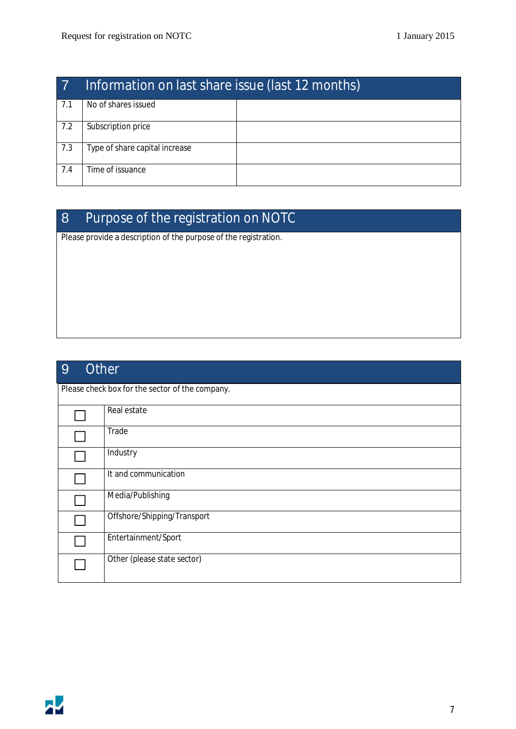## 7 Information on last share issue (last 12 months)

| | | |
|---|---|---|
| 7.1 | No of shares issued | |
| 7.2 | Subscription price | |
| 7.3 | Type of share capital increase | |
| 7.4 | Time of issuance | |

## 8 Purpose of the registration on NOTC

Please provide a description of the purpose of the registration.

## 9 Other

Please check box for the sector of the company.

| | |
|---|---|
| ☐ | Real estate |
| ☐ | Trade |
| ☐ | Industry |
| ☐ | It and communication |
| ☐ | Media/Publishing |
| ☐ | Offshore/Shipping/Transport |
| ☐ | Entertainment/Sport |
| ☐ | Other (please state sector) |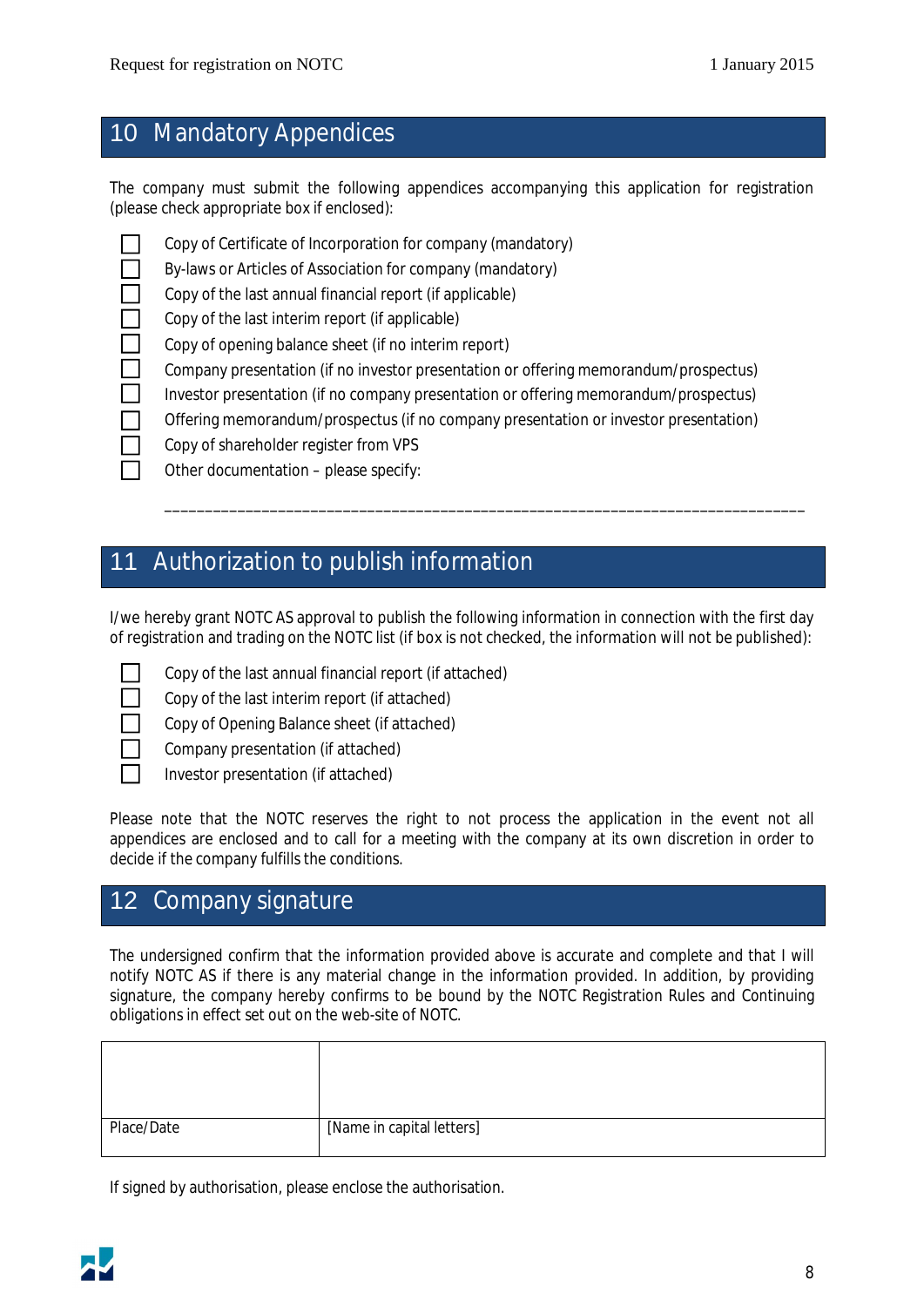## 10 Mandatory Appendices

The company must submit the following appendices accompanying this application for registration (please check appropriate box if enclosed):

- ☐ Copy of Certificate of Incorporation for company (mandatory)
- ☐ By-laws or Articles of Association for company (mandatory)
- ☐ Copy of the last annual financial report (if applicable)
- ☐ Copy of the last interim report (if applicable)
- ☐ Copy of opening balance sheet (if no interim report)
- ☐ Company presentation (if no investor presentation or offering memorandum/prospectus)
- ☐ Investor presentation (if no company presentation or offering memorandum/prospectus)
- ☐ Offering memorandum/prospectus (if no company presentation or investor presentation)
- ☐ Copy of shareholder register from VPS
- ☐ Other documentation – please specify:

\_\_\_\_\_\_\_\_\_\_\_\_\_\_\_\_\_\_\_\_\_\_\_\_\_\_\_\_\_\_\_\_\_\_\_\_\_\_\_\_\_\_\_\_\_\_\_\_\_\_\_\_\_\_\_\_\_\_\_\_\_\_\_\_\_\_\_\_\_\_\_\_\_\_\_\_

## 11 Authorization to publish information

I/we hereby grant NOTC AS approval to publish the following information in connection with the first day of registration and trading on the NOTC list (if box is not checked, the information will not be published):

- ☐ Copy of the last annual financial report (if attached)
- ☐ Copy of the last interim report (if attached)
- ☐ Copy of Opening Balance sheet (if attached)
- ☐ Company presentation (if attached)
- ☐ Investor presentation (if attached)

Please note that the NOTC reserves the right to not process the application in the event not all appendices are enclosed and to call for a meeting with the company at its own discretion in order to decide if the company fulfills the conditions.

## 12 Company signature

The undersigned confirm that the information provided above is accurate and complete and that I will notify NOTC AS if there is any material change in the information provided. In addition, by providing signature, the company hereby confirms to be bound by the NOTC Registration Rules and Continuing obligations in effect set out on the web-site of NOTC.

| | |
|---|---|
| | |
| Place/Date | [Name in capital letters] |

If signed by authorisation, please enclose the authorisation.